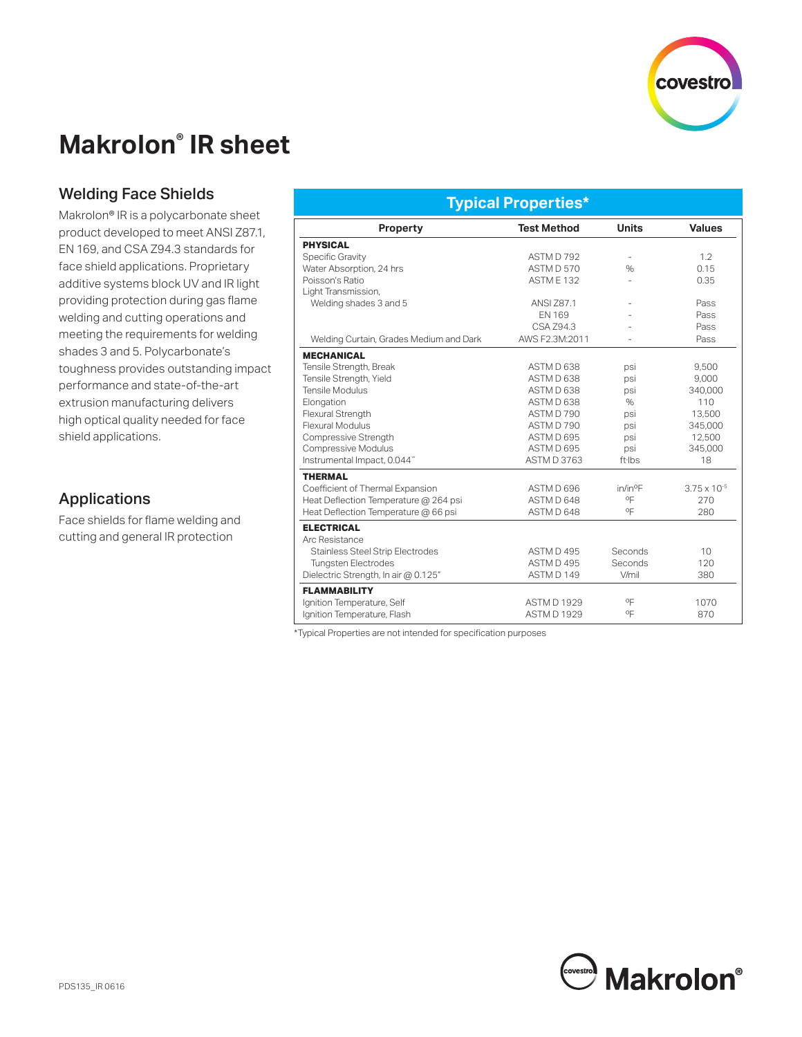# Makrolon® IR sheet

## Welding Face Shields

Makrolon® IR is a polycarbonate sheet product developed to meet ANSI Z87.1, EN 169, and CSA Z94.3 standards for face shield applications. Proprietary additive systems block UV and IR light providing protection during gas flame welding and cutting operations and meeting the requirements for welding shades 3 and 5. Polycarbonate's toughness provides outstanding impact performance and state-of-the-art extrusion manufacturing delivers high optical quality needed for face shield applications.

## Applications

Face shields for flame welding and cutting and general IR protection

## Typical Properties*

| Property | Test Method | Units | Values |
|---|---|---|---|
| **PHYSICAL** | | | |
| Specific Gravity | ASTM D 792 | - | 1.2 |
| Water Absorption, 24 hrs | ASTM D 570 | % | 0.15 |
| Poisson's Ratio | ASTM E 132 | - | 0.35 |
| Light Transmission, | | | |
| Welding shades 3 and 5 | ANSI Z87.1 | - | Pass |
| | EN 169 | - | Pass |
| | CSA Z94.3 | - | Pass |
| Welding Curtain, Grades Medium and Dark | AWS F2.3M:2011 | - | Pass |
| **MECHANICAL** | | | |
| Tensile Strength, Break | ASTM D 638 | psi | 9,500 |
| Tensile Strength, Yield | ASTM D 638 | psi | 9,000 |
| Tensile Modulus | ASTM D 638 | psi | 340,000 |
| Elongation | ASTM D 638 | % | 110 |
| Flexural Strength | ASTM D 790 | psi | 13,500 |
| Flexural Modulus | ASTM D 790 | psi | 345,000 |
| Compressive Strength | ASTM D 695 | psi | 12,500 |
| Compressive Modulus | ASTM D 695 | psi | 345,000 |
| Instrumental Impact, 0.044" | ASTM D 3763 | ft·lbs | 18 |
| **THERMAL** | | | |
| Coefficient of Thermal Expansion | ASTM D 696 | in/in°F | $3.75 \times 10^{-5}$ |
| Heat Deflection Temperature @ 264 psi | ASTM D 648 | °F | 270 |
| Heat Deflection Temperature @ 66 psi | ASTM D 648 | °F | 280 |
| **ELECTRICAL** | | | |
| Arc Resistance | | | |
| Stainless Steel Strip Electrodes | ASTM D 495 | Seconds | 10 |
| Tungsten Electrodes | ASTM D 495 | Seconds | 120 |
| Dielectric Strength, In air @ 0.125" | ASTM D 149 | V/mil | 380 |
| **FLAMMABILITY** | | | |
| Ignition Temperature, Self | ASTM D 1929 | °F | 1070 |
| Ignition Temperature, Flash | ASTM D 1929 | °F | 870 |

*Typical Properties are not intended for specification purposes

PDS135_IR 0616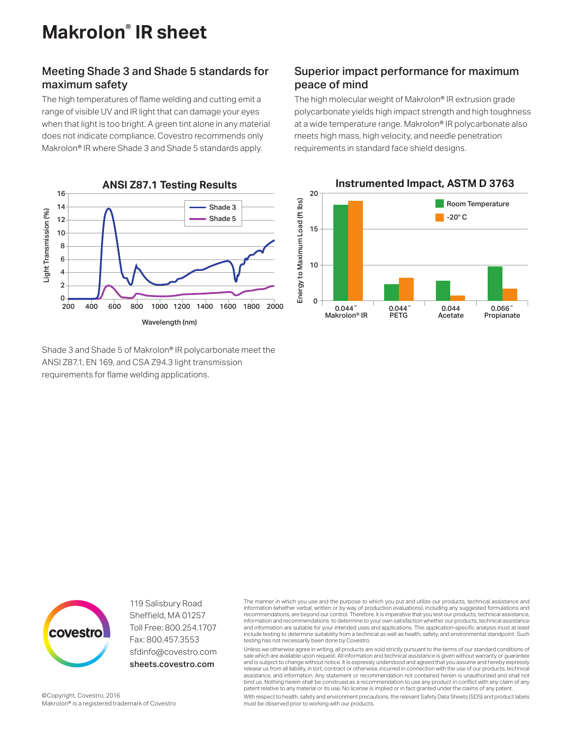# Makrolon® IR sheet

## Meeting Shade 3 and Shade 5 standards for maximum safety

The high temperatures of flame welding and cutting emit a range of visible UV and IR light that can damage your eyes when that light is too bright. A green tint alone in any material does not indicate compliance. Covestro recommends only Makrolon® IR where Shade 3 and Shade 5 standards apply.

**ANSI Z87.1 Testing Results**

Light Transmission (%)

16
14
12
10
8
6
4
2
0

200 400 600 800 1000 1200 1400 1600 1800 2000

Wavelength (nm)

Shade 3
Shade 5

Shade 3 and Shade 5 of Makrolon® IR polycarbonate meet the ANSI Z87.1, EN 169, and CSA Z94.3 light transmission requirements for flame welding applications.

## Superior impact performance for maximum peace of mind

The high molecular weight of Makrolon® IR extrusion grade polycarbonate yields high impact strength and high toughness at a wide temperature range. Makrolon® IR polycarbonate also meets high mass, high velocity, and needle penetration requirements in standard face shield designs.

**Instrumented Impact, ASTM D 3763**

Energy to Maximum Load (ft lbs)

20
15
10
0

Room Temperature
-20° C

0.044˝ Makrolon® IR
0.044˝ PETG
0.044 Acetate
0.066˝ Propianate

119 Salisbury Road
Sheffield, MA 01257
Toll Free: 800.254.1707
Fax: 800.457.3553
sfdinfo@covestro.com
**sheets.covestro.com**

The manner in which you use and the purpose to which you put and utilize our products, technical assistance and information (whether verbal, written or by way of production evaluations), including any suggested formulations and recommendations, are beyond our control. Therefore, it is imperative that you test our products, technical assistance, information and recommendations to determine to your own satisfaction whether our products, technical assistance and information are suitable for your intended uses and applications. This application-specific analysis must at least include testing to determine suitability from a technical as well as health, safety, and environmental standpoint. Such testing has not necessarily been done by Covestro.

Unless we otherwise agree in writing, all products are sold strictly pursuant to the terms of our standard conditions of sale which are available upon request. All information and technical assistance is given without warranty or guarantee and is subject to change without notice. It is expressly understood and agreed that you assume and hereby expressly release us from all liability, in tort, contract or otherwise, incurred in connection with the use of our products, technical assistance, and information. Any statement or recommendation not contained herein is unauthorized and shall not bind us. Nothing herein shall be construed as a recommendation to use any product in conflict with any claim of any patent relative to any material or its use. No license is implied or in fact granted under the claims of any patent.

With respect to health, safety and environment precautions, the relevant Safety Data Sheets (SDS) and product labels must be observed prior to working with our products.

©Copyright, Covestro, 2016
Makrolon® is a registered trademark of Covestro